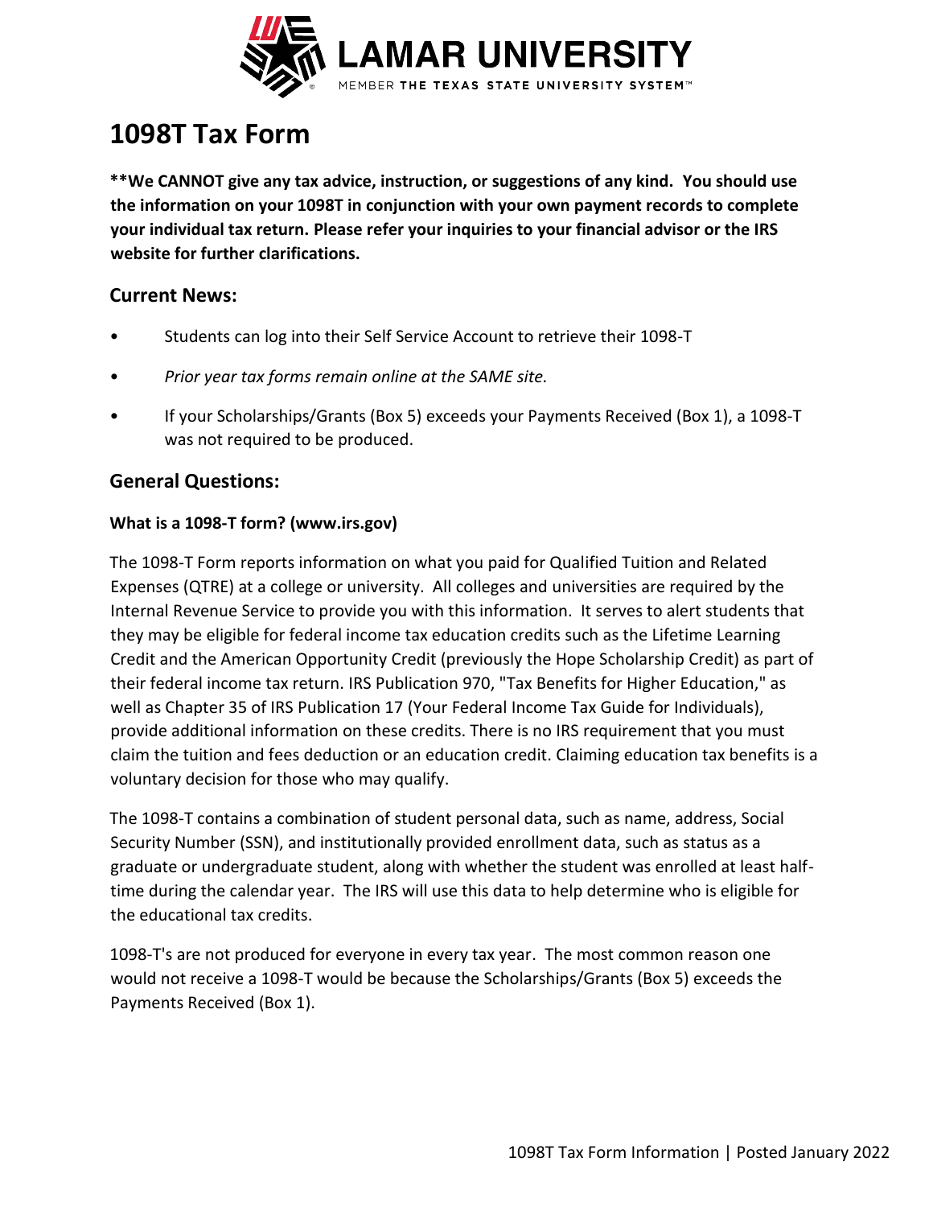# 1098T Tax Form

**\*\*We CANNOT give any tax advice, instruction, or suggestions of any kind. You should use the information on your 1098T in conjunction with your own payment records to complete your individual tax return. Please refer your inquiries to your financial advisor or the IRS website for further clarifications.**

## Current News:

- Students can log into their Self Service Account to retrieve their 1098-T
- *Prior year tax forms remain online at the SAME site.*
- If your Scholarships/Grants (Box 5) exceeds your Payments Received (Box 1), a 1098-T was not required to be produced.

## General Questions:

### What is a 1098-T form? (www.irs.gov)

The 1098-T Form reports information on what you paid for Qualified Tuition and Related Expenses (QTRE) at a college or university. All colleges and universities are required by the Internal Revenue Service to provide you with this information. It serves to alert students that they may be eligible for federal income tax education credits such as the Lifetime Learning Credit and the American Opportunity Credit (previously the Hope Scholarship Credit) as part of their federal income tax return. IRS Publication 970, "Tax Benefits for Higher Education," as well as Chapter 35 of IRS Publication 17 (Your Federal Income Tax Guide for Individuals), provide additional information on these credits. There is no IRS requirement that you must claim the tuition and fees deduction or an education credit. Claiming education tax benefits is a voluntary decision for those who may qualify.

The 1098-T contains a combination of student personal data, such as name, address, Social Security Number (SSN), and institutionally provided enrollment data, such as status as a graduate or undergraduate student, along with whether the student was enrolled at least half-time during the calendar year. The IRS will use this data to help determine who is eligible for the educational tax credits.

1098-T's are not produced for everyone in every tax year. The most common reason one would not receive a 1098-T would be because the Scholarships/Grants (Box 5) exceeds the Payments Received (Box 1).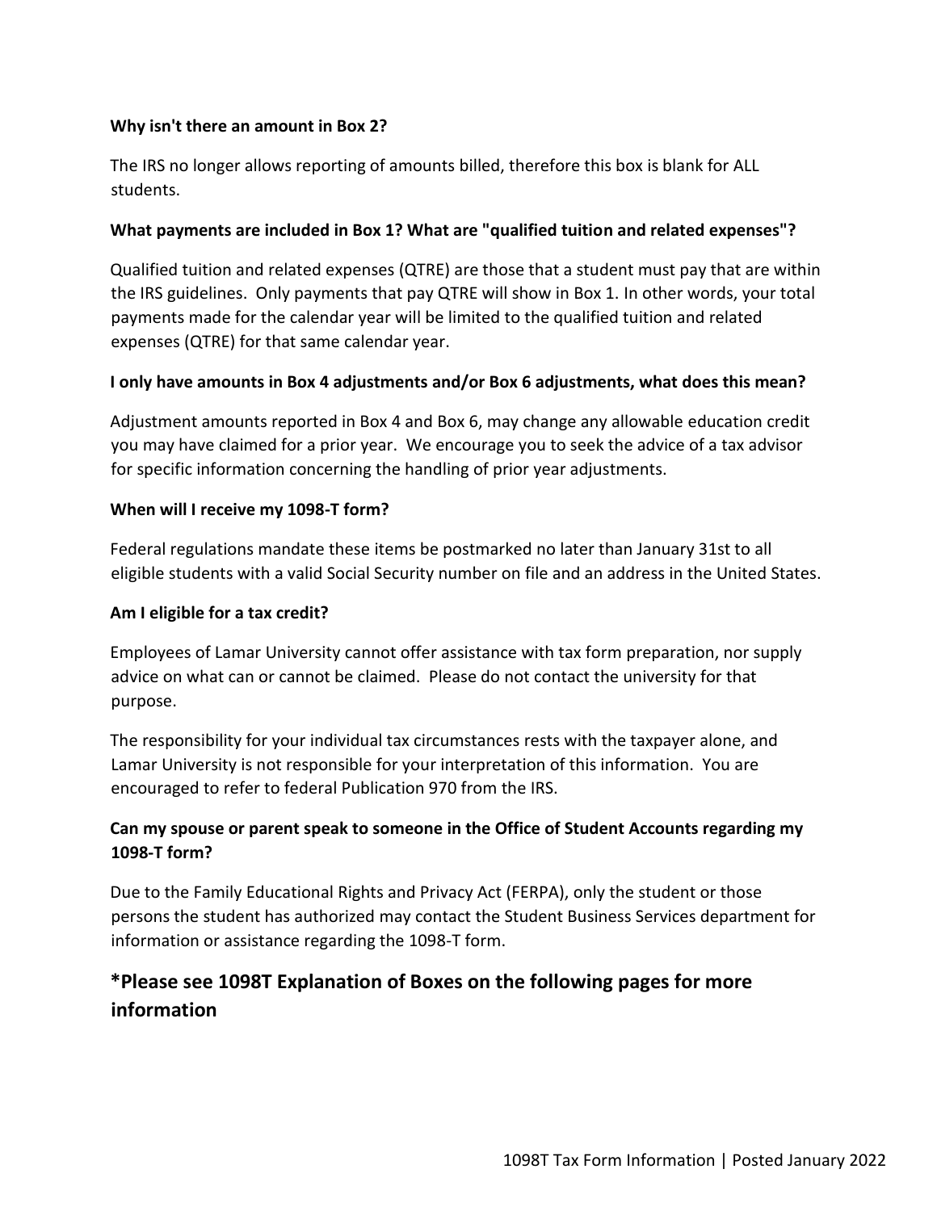**Why isn't there an amount in Box 2?**

The IRS no longer allows reporting of amounts billed, therefore this box is blank for ALL students.

**What payments are included in Box 1? What are "qualified tuition and related expenses"?**

Qualified tuition and related expenses (QTRE) are those that a student must pay that are within the IRS guidelines. Only payments that pay QTRE will show in Box 1. In other words, your total payments made for the calendar year will be limited to the qualified tuition and related expenses (QTRE) for that same calendar year.

**I only have amounts in Box 4 adjustments and/or Box 6 adjustments, what does this mean?**

Adjustment amounts reported in Box 4 and Box 6, may change any allowable education credit you may have claimed for a prior year. We encourage you to seek the advice of a tax advisor for specific information concerning the handling of prior year adjustments.

**When will I receive my 1098-T form?**

Federal regulations mandate these items be postmarked no later than January 31st to all eligible students with a valid Social Security number on file and an address in the United States.

**Am I eligible for a tax credit?**

Employees of Lamar University cannot offer assistance with tax form preparation, nor supply advice on what can or cannot be claimed. Please do not contact the university for that purpose.

The responsibility for your individual tax circumstances rests with the taxpayer alone, and Lamar University is not responsible for your interpretation of this information. You are encouraged to refer to federal Publication 970 from the IRS.

**Can my spouse or parent speak to someone in the Office of Student Accounts regarding my 1098-T form?**

Due to the Family Educational Rights and Privacy Act (FERPA), only the student or those persons the student has authorized may contact the Student Business Services department for information or assistance regarding the 1098-T form.

## *Please see 1098T Explanation of Boxes on the following pages for more information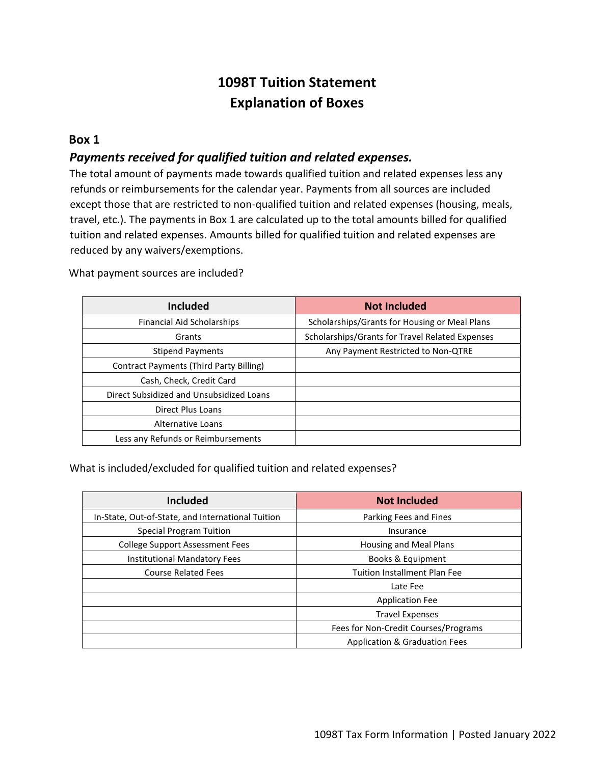# 1098T Tuition Statement
# Explanation of Boxes

## Box 1

### *Payments received for qualified tuition and related expenses.*

The total amount of payments made towards qualified tuition and related expenses less any refunds or reimbursements for the calendar year. Payments from all sources are included except those that are restricted to non-qualified tuition and related expenses (housing, meals, travel, etc.). The payments in Box 1 are calculated up to the total amounts billed for qualified tuition and related expenses. Amounts billed for qualified tuition and related expenses are reduced by any waivers/exemptions.

What payment sources are included?

| Included | Not Included |
|---|---|
| Financial Aid Scholarships | Scholarships/Grants for Housing or Meal Plans |
| Grants | Scholarships/Grants for Travel Related Expenses |
| Stipend Payments | Any Payment Restricted to Non-QTRE |
| Contract Payments (Third Party Billing) | |
| Cash, Check, Credit Card | |
| Direct Subsidized and Unsubsidized Loans | |
| Direct Plus Loans | |
| Alternative Loans | |
| Less any Refunds or Reimbursements | |

What is included/excluded for qualified tuition and related expenses?

| Included | Not Included |
|---|---|
| In-State, Out-of-State, and International Tuition | Parking Fees and Fines |
| Special Program Tuition | Insurance |
| College Support Assessment Fees | Housing and Meal Plans |
| Institutional Mandatory Fees | Books & Equipment |
| Course Related Fees | Tuition Installment Plan Fee |
| | Late Fee |
| | Application Fee |
| | Travel Expenses |
| | Fees for Non-Credit Courses/Programs |
| | Application & Graduation Fees |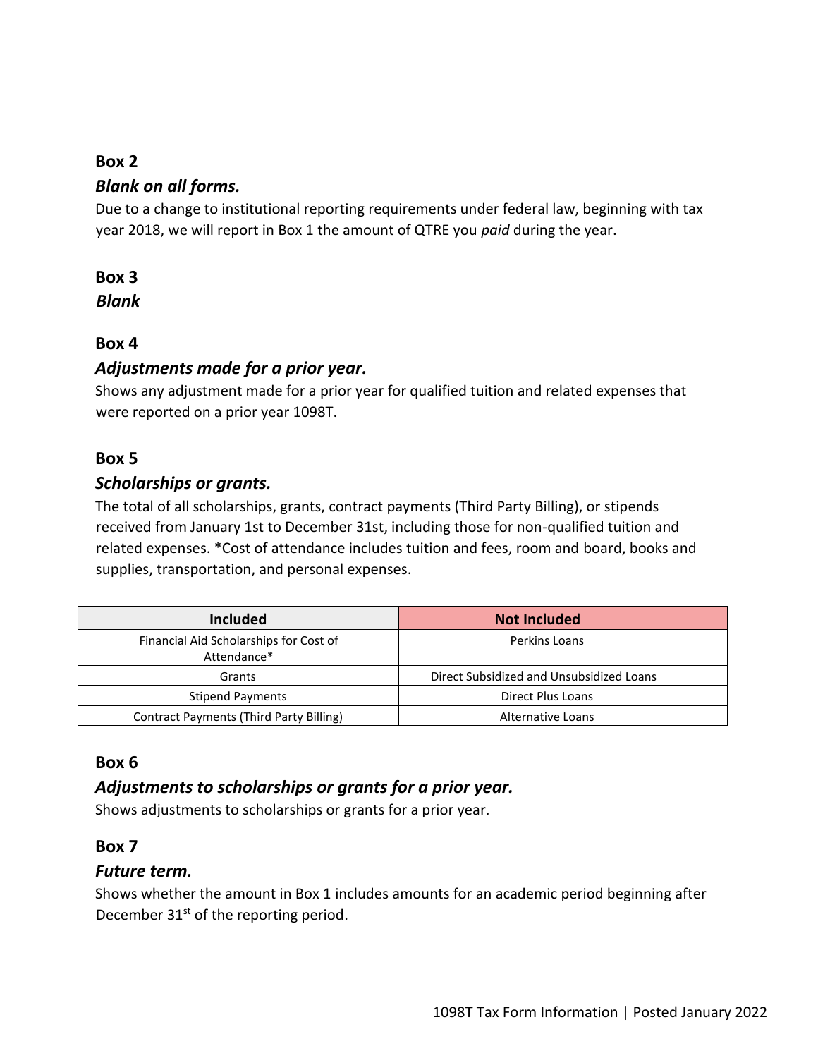## Box 2

### *Blank on all forms.*

Due to a change to institutional reporting requirements under federal law, beginning with tax year 2018, we will report in Box 1 the amount of QTRE you *paid* during the year.

## Box 3

### *Blank*

## Box 4

### *Adjustments made for a prior year.*

Shows any adjustment made for a prior year for qualified tuition and related expenses that were reported on a prior year 1098T.

## Box 5

### *Scholarships or grants.*

The total of all scholarships, grants, contract payments (Third Party Billing), or stipends received from January 1st to December 31st, including those for non-qualified tuition and related expenses. *Cost of attendance includes tuition and fees, room and board, books and supplies, transportation, and personal expenses.

| Included | Not Included |
|---|---|
| Financial Aid Scholarships for Cost of Attendance* | Perkins Loans |
| Grants | Direct Subsidized and Unsubsidized Loans |
| Stipend Payments | Direct Plus Loans |
| Contract Payments (Third Party Billing) | Alternative Loans |

## Box 6

### *Adjustments to scholarships or grants for a prior year.*

Shows adjustments to scholarships or grants for a prior year.

## Box 7

### *Future term.*

Shows whether the amount in Box 1 includes amounts for an academic period beginning after December 31st of the reporting period.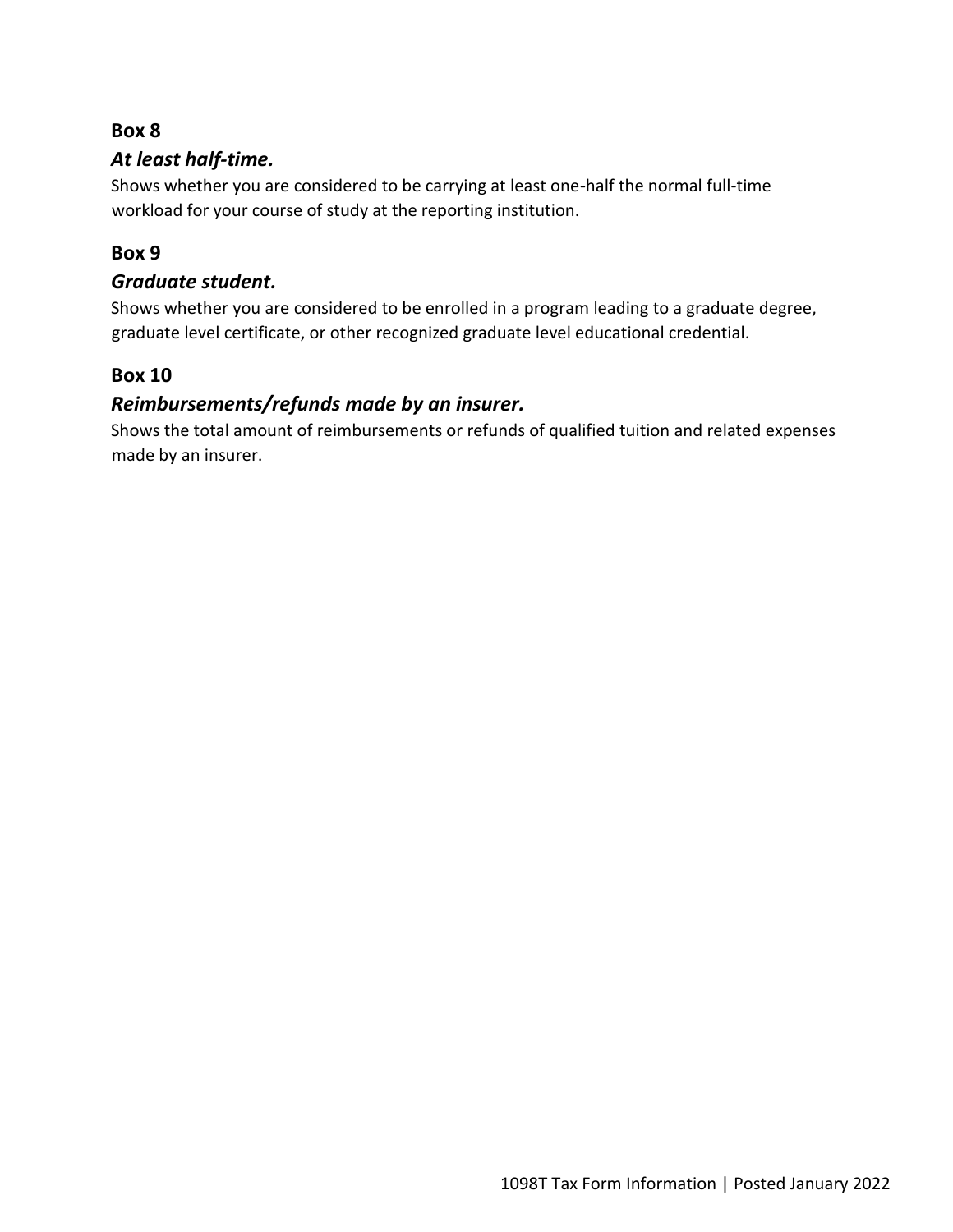## Box 8

### *At least half-time.*

Shows whether you are considered to be carrying at least one-half the normal full-time workload for your course of study at the reporting institution.

## Box 9

### *Graduate student.*

Shows whether you are considered to be enrolled in a program leading to a graduate degree, graduate level certificate, or other recognized graduate level educational credential.

## Box 10

### *Reimbursements/refunds made by an insurer.*

Shows the total amount of reimbursements or refunds of qualified tuition and related expenses made by an insurer.